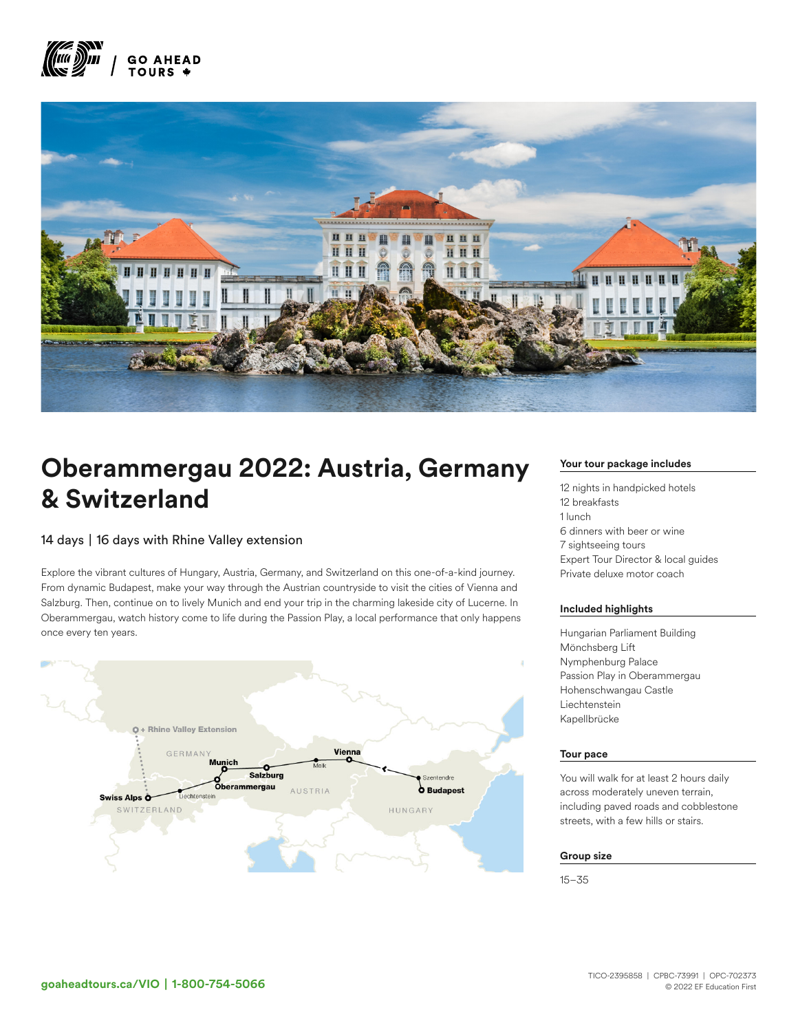# Oberammergau 2022: Austria, Germany & Switzerland

14 days | 16 days with Rhine Valley extension

Explore the vibrant cultures of Hungary, Austria, Germany, and Switzerland on this one-of-a-kind journey. From dynamic Budapest, make your way through the Austrian countryside to visit the cities of Vienna and Salzburg. Then, continue on to lively Munich and end your trip in the charming lakeside city of Lucerne. In Oberammergau, watch history come to life during the Passion Play, a local performance that only happens once every ten years.

### Your tour package includes

12 nights in handpicked hotels
12 breakfasts
1 lunch
6 dinners with beer or wine
7 sightseeing tours
Expert Tour Director & local guides
Private deluxe motor coach

### Included highlights

Hungarian Parliament Building
Mönchsberg Lift
Nymphenburg Palace
Passion Play in Oberammergau
Hohenschwangau Castle
Liechtenstein
Kapellbrücke

### Tour pace

You will walk for at least 2 hours daily across moderately uneven terrain, including paved roads and cobblestone streets, with a few hills or stairs.

### Group size

15–35

goaheadtours.ca/VIO | 1-800-754-5066

TICO-2395858 | CPBC-73991 | OPC-702373
© 2022 EF Education First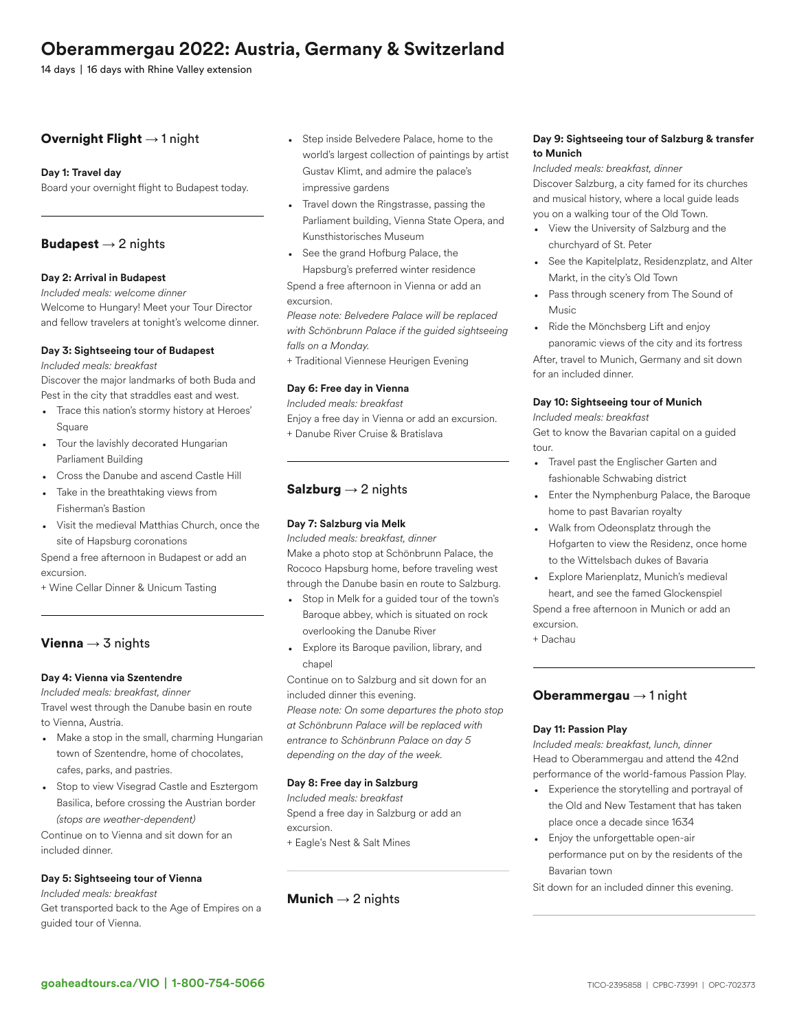# Oberammergau 2022: Austria, Germany & Switzerland

14 days | 16 days with Rhine Valley extension

## **Overnight Flight** → 1 night

#### Day 1: Travel day

Board your overnight flight to Budapest today.

## **Budapest** → 2 nights

#### Day 2: Arrival in Budapest

*Included meals: welcome dinner*

Welcome to Hungary! Meet your Tour Director and fellow travelers at tonight's welcome dinner.

#### Day 3: Sightseeing tour of Budapest

*Included meals: breakfast*

Discover the major landmarks of both Buda and Pest in the city that straddles east and west.

- Trace this nation's stormy history at Heroes' Square
- Tour the lavishly decorated Hungarian Parliament Building
- Cross the Danube and ascend Castle Hill
- Take in the breathtaking views from Fisherman's Bastion
- Visit the medieval Matthias Church, once the site of Hapsburg coronations

Spend a free afternoon in Budapest or add an excursion.

+ Wine Cellar Dinner & Unicum Tasting

## **Vienna** → 3 nights

#### Day 4: Vienna via Szentendre

*Included meals: breakfast, dinner*

Travel west through the Danube basin en route to Vienna, Austria.

- Make a stop in the small, charming Hungarian town of Szentendre, home of chocolates, cafes, parks, and pastries.
- Stop to view Visegrad Castle and Esztergom Basilica, before crossing the Austrian border *(stops are weather-dependent)*

Continue on to Vienna and sit down for an included dinner.

#### Day 5: Sightseeing tour of Vienna

*Included meals: breakfast*

Get transported back to the Age of Empires on a guided tour of Vienna.

- Step inside Belvedere Palace, home to the world's largest collection of paintings by artist Gustav Klimt, and admire the palace's impressive gardens
- Travel down the Ringstrasse, passing the Parliament building, Vienna State Opera, and Kunsthistorisches Museum
- See the grand Hofburg Palace, the Hapsburg's preferred winter residence

Spend a free afternoon in Vienna or add an excursion.

*Please note: Belvedere Palace will be replaced with Schönbrunn Palace if the guided sightseeing falls on a Monday.*

+ Traditional Viennese Heurigen Evening

#### Day 6: Free day in Vienna

*Included meals: breakfast*

Enjoy a free day in Vienna or add an excursion.

+ Danube River Cruise & Bratislava

## **Salzburg** → 2 nights

#### Day 7: Salzburg via Melk

*Included meals: breakfast, dinner*

Make a photo stop at Schönbrunn Palace, the Rococo Hapsburg home, before traveling west through the Danube basin en route to Salzburg.

- Stop in Melk for a guided tour of the town's Baroque abbey, which is situated on rock overlooking the Danube River
- Explore its Baroque pavilion, library, and chapel

Continue on to Salzburg and sit down for an included dinner this evening.

*Please note: On some departures the photo stop at Schönbrunn Palace will be replaced with entrance to Schönbrunn Palace on day 5 depending on the day of the week.*

#### Day 8: Free day in Salzburg

*Included meals: breakfast*

Spend a free day in Salzburg or add an excursion.

+ Eagle's Nest & Salt Mines

## **Munich** → 2 nights

#### Day 9: Sightseeing tour of Salzburg & transfer to Munich

*Included meals: breakfast, dinner*

Discover Salzburg, a city famed for its churches and musical history, where a local guide leads you on a walking tour of the Old Town.

- View the University of Salzburg and the churchyard of St. Peter
- See the Kapitelplatz, Residenzplatz, and Alter Markt, in the city's Old Town
- Pass through scenery from The Sound of Music
- Ride the Mönchsberg Lift and enjoy panoramic views of the city and its fortress

After, travel to Munich, Germany and sit down for an included dinner.

#### Day 10: Sightseeing tour of Munich

*Included meals: breakfast*

Get to know the Bavarian capital on a guided tour.

- Travel past the Englischer Garten and fashionable Schwabing district
- Enter the Nymphenburg Palace, the Baroque home to past Bavarian royalty
- Walk from Odeonsplatz through the Hofgarten to view the Residenz, once home to the Wittelsbach dukes of Bavaria
- Explore Marienplatz, Munich's medieval heart, and see the famed Glockenspiel

Spend a free afternoon in Munich or add an excursion.

+ Dachau

## **Oberammergau** → 1 night

#### Day 11: Passion Play

*Included meals: breakfast, lunch, dinner*

Head to Oberammergau and attend the 42nd performance of the world-famous Passion Play.

- Experience the storytelling and portrayal of the Old and New Testament that has taken place once a decade since 1634
- Enjoy the unforgettable open-air performance put on by the residents of the Bavarian town

Sit down for an included dinner this evening.

**goaheadtours.ca/VIO | 1-800-754-5066**

TICO-2395858 | CPBC-73991 | OPC-702373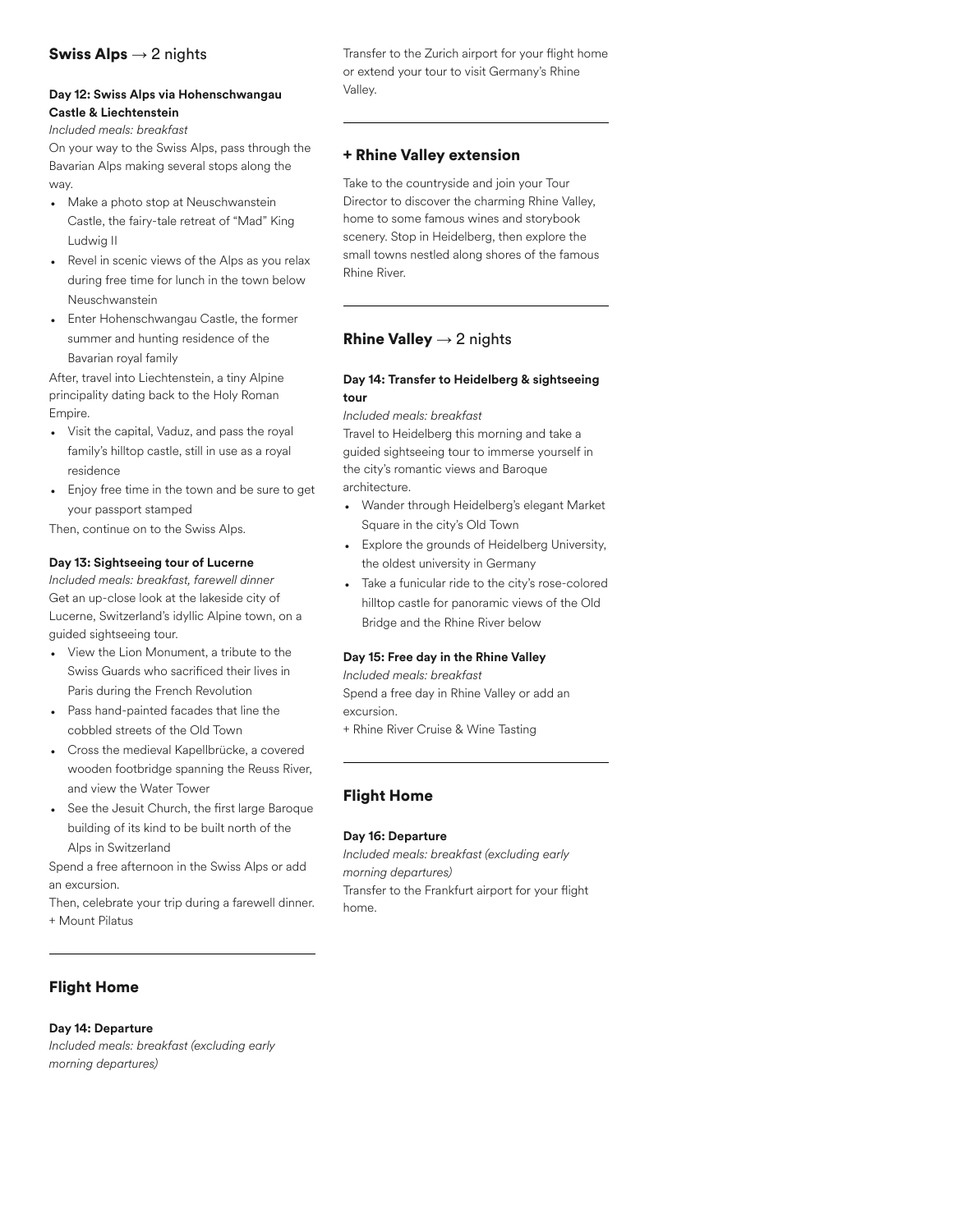## Swiss Alps → 2 nights

#### Day 12: Swiss Alps via Hohenschwangau Castle & Liechtenstein

*Included meals: breakfast*

On your way to the Swiss Alps, pass through the Bavarian Alps making several stops along the way.

- Make a photo stop at Neuschwanstein Castle, the fairy-tale retreat of "Mad" King Ludwig II
- Revel in scenic views of the Alps as you relax during free time for lunch in the town below Neuschwanstein
- Enter Hohenschwangau Castle, the former summer and hunting residence of the Bavarian royal family

After, travel into Liechtenstein, a tiny Alpine principality dating back to the Holy Roman Empire.

- Visit the capital, Vaduz, and pass the royal family's hilltop castle, still in use as a royal residence
- Enjoy free time in the town and be sure to get your passport stamped

Then, continue on to the Swiss Alps.

#### Day 13: Sightseeing tour of Lucerne

*Included meals: breakfast, farewell dinner*

Get an up-close look at the lakeside city of Lucerne, Switzerland's idyllic Alpine town, on a guided sightseeing tour.

- View the Lion Monument, a tribute to the Swiss Guards who sacrificed their lives in Paris during the French Revolution
- Pass hand-painted facades that line the cobbled streets of the Old Town
- Cross the medieval Kapellbrücke, a covered wooden footbridge spanning the Reuss River, and view the Water Tower
- See the Jesuit Church, the first large Baroque building of its kind to be built north of the Alps in Switzerland

Spend a free afternoon in the Swiss Alps or add an excursion.

Then, celebrate your trip during a farewell dinner.

+ Mount Pilatus

---

## Flight Home

#### Day 14: Departure

*Included meals: breakfast (excluding early morning departures)*

Transfer to the Zurich airport for your flight home or extend your tour to visit Germany's Rhine Valley.

---

## + Rhine Valley extension

Take to the countryside and join your Tour Director to discover the charming Rhine Valley, home to some famous wines and storybook scenery. Stop in Heidelberg, then explore the small towns nestled along shores of the famous Rhine River.

---

## Rhine Valley → 2 nights

#### Day 14: Transfer to Heidelberg & sightseeing tour

*Included meals: breakfast*

Travel to Heidelberg this morning and take a guided sightseeing tour to immerse yourself in the city's romantic views and Baroque architecture.

- Wander through Heidelberg's elegant Market Square in the city's Old Town
- Explore the grounds of Heidelberg University, the oldest university in Germany
- Take a funicular ride to the city's rose-colored hilltop castle for panoramic views of the Old Bridge and the Rhine River below

#### Day 15: Free day in the Rhine Valley

*Included meals: breakfast*

Spend a free day in Rhine Valley or add an excursion.

+ Rhine River Cruise & Wine Tasting

---

## Flight Home

#### Day 16: Departure

*Included meals: breakfast (excluding early morning departures)*

Transfer to the Frankfurt airport for your flight home.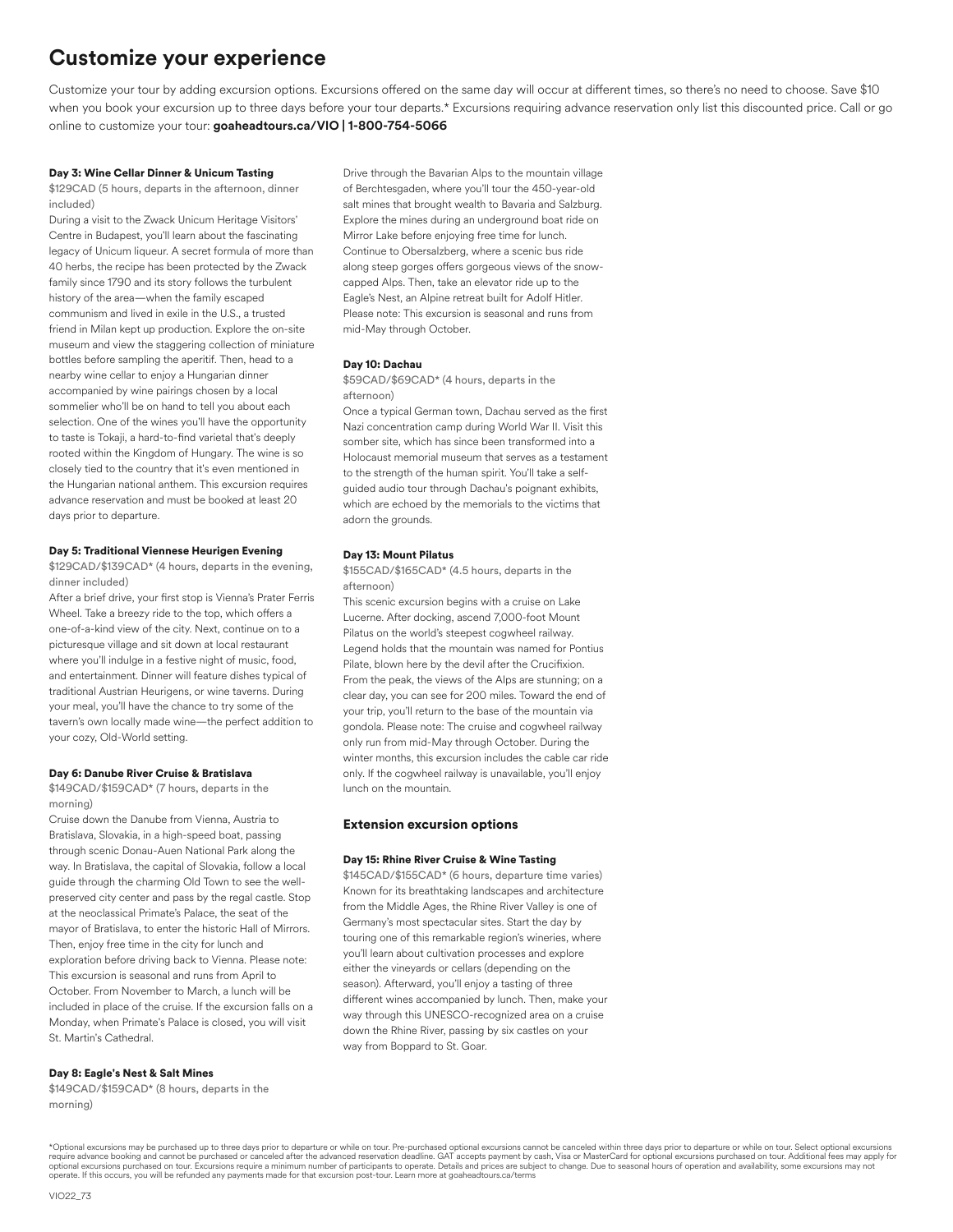# Customize your experience

Customize your tour by adding excursion options. Excursions offered on the same day will occur at different times, so there's no need to choose. Save $10 when you book your excursion up to three days before your tour departs.* Excursions requiring advance reservation only list this discounted price. Call or go online to customize your tour: **goaheadtours.ca/VIO | 1-800-754-5066**

#### Day 3: Wine Cellar Dinner & Unicum Tasting

$129CAD (5 hours, departs in the afternoon, dinner included)

During a visit to the Zwack Unicum Heritage Visitors' Centre in Budapest, you'll learn about the fascinating legacy of Unicum liqueur. A secret formula of more than 40 herbs, the recipe has been protected by the Zwack family since 1790 and its story follows the turbulent history of the area—when the family escaped communism and lived in exile in the U.S., a trusted friend in Milan kept up production. Explore the on-site museum and view the staggering collection of miniature bottles before sampling the aperitif. Then, head to a nearby wine cellar to enjoy a Hungarian dinner accompanied by wine pairings chosen by a local sommelier who'll be on hand to tell you about each selection. One of the wines you'll have the opportunity to taste is Tokaji, a hard-to-find varietal that's deeply rooted within the Kingdom of Hungary. The wine is so closely tied to the country that it's even mentioned in the Hungarian national anthem. This excursion requires advance reservation and must be booked at least 20 days prior to departure.

#### Day 5: Traditional Viennese Heurigen Evening

$129CAD/$139CAD* (4 hours, departs in the evening, dinner included)

After a brief drive, your first stop is Vienna's Prater Ferris Wheel. Take a breezy ride to the top, which offers a one-of-a-kind view of the city. Next, continue on to a picturesque village and sit down at local restaurant where you'll indulge in a festive night of music, food, and entertainment. Dinner will feature dishes typical of traditional Austrian Heurigens, or wine taverns. During your meal, you'll have the chance to try some of the tavern's own locally made wine—the perfect addition to your cozy, Old-World setting.

#### Day 6: Danube River Cruise & Bratislava

$149CAD/$159CAD* (7 hours, departs in the morning)

Cruise down the Danube from Vienna, Austria to Bratislava, Slovakia, in a high-speed boat, passing through scenic Donau-Auen National Park along the way. In Bratislava, the capital of Slovakia, follow a local guide through the charming Old Town to see the well-preserved city center and pass by the regal castle. Stop at the neoclassical Primate's Palace, the seat of the mayor of Bratislava, to enter the historic Hall of Mirrors. Then, enjoy free time in the city for lunch and exploration before driving back to Vienna. Please note: This excursion is seasonal and runs from April to October. From November to March, a lunch will be included in place of the cruise. If the excursion falls on a Monday, when Primate's Palace is closed, you will visit St. Martin's Cathedral.

#### Day 8: Eagle's Nest & Salt Mines

$149CAD/$159CAD* (8 hours, departs in the morning)

Drive through the Bavarian Alps to the mountain village of Berchtesgaden, where you'll tour the 450-year-old salt mines that brought wealth to Bavaria and Salzburg. Explore the mines during an underground boat ride on Mirror Lake before enjoying free time for lunch. Continue to Obersalzberg, where a scenic bus ride along steep gorges offers gorgeous views of the snow-capped Alps. Then, take an elevator ride up to the Eagle's Nest, an Alpine retreat built for Adolf Hitler. Please note: This excursion is seasonal and runs from mid-May through October.

#### Day 10: Dachau

$59CAD/$69CAD* (4 hours, departs in the afternoon)

Once a typical German town, Dachau served as the first Nazi concentration camp during World War II. Visit this somber site, which has since been transformed into a Holocaust memorial museum that serves as a testament to the strength of the human spirit. You'll take a self-guided audio tour through Dachau's poignant exhibits, which are echoed by the memorials to the victims that adorn the grounds.

#### Day 13: Mount Pilatus

$155CAD/$165CAD* (4.5 hours, departs in the afternoon)

This scenic excursion begins with a cruise on Lake Lucerne. After docking, ascend 7,000-foot Mount Pilatus on the world's steepest cogwheel railway. Legend holds that the mountain was named for Pontius Pilate, blown here by the devil after the Crucifixion. From the peak, the views of the Alps are stunning; on a clear day, you can see for 200 miles. Toward the end of your trip, you'll return to the base of the mountain via gondola. Please note: The cruise and cogwheel railway only run from mid-May through October. During the winter months, this excursion includes the cable car ride only. If the cogwheel railway is unavailable, you'll enjoy lunch on the mountain.

### Extension excursion options

#### Day 15: Rhine River Cruise & Wine Tasting

$145CAD/$155CAD* (6 hours, departure time varies)

Known for its breathtaking landscapes and architecture from the Middle Ages, the Rhine River Valley is one of Germany's most spectacular sites. Start the day by touring one of this remarkable region's wineries, where you'll learn about cultivation processes and explore either the vineyards or cellars (depending on the season). Afterward, you'll enjoy a tasting of three different wines accompanied by lunch. Then, make your way through this UNESCO-recognized area on a cruise down the Rhine River, passing by six castles on your way from Boppard to St. Goar.

*Optional excursions may be purchased up to three days prior to departure or while on tour. Pre-purchased optional excursions cannot be canceled within three days prior to departure or while on tour. Select optional excursions require advance booking and cannot be purchased or canceled after the advanced reservation deadline. GAT accepts payment by cash, Visa or MasterCard for optional excursions purchased on tour. Additional fees may apply for optional excursions purchased on tour. Excursions require a minimum number of participants to operate. Details and prices are subject to change. Due to seasonal hours of operation and availability, some excursions may not operate. If this occurs, you will be refunded any payments made for that excursion post-tour. Learn more at goaheadtours.ca/terms

VIO22_73